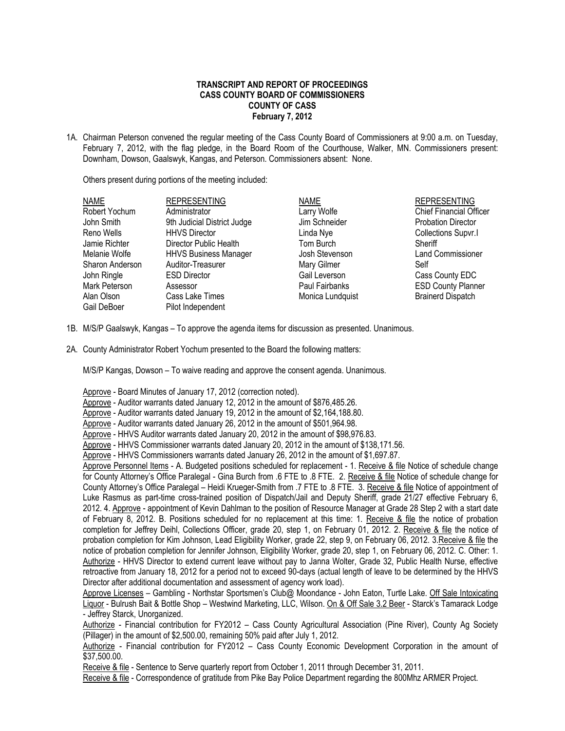**TRANSCRIPT AND REPORT OF PROCEEDINGS**
**CASS COUNTY BOARD OF COMMISSIONERS**
**COUNTY OF CASS**
**February 7, 2012**

1A. Chairman Peterson convened the regular meeting of the Cass County Board of Commissioners at 9:00 a.m. on Tuesday, February 7, 2012, with the flag pledge, in the Board Room of the Courthouse, Walker, MN. Commissioners present: Downham, Dowson, Gaalswyk, Kangas, and Peterson. Commissioners absent: None.

Others present during portions of the meeting included:

| NAME | REPRESENTING | NAME | REPRESENTING |
|---|---|---|---|
| Robert Yochum | Administrator | Larry Wolfe | Chief Financial Officer |
| John Smith | 9th Judicial District Judge | Jim Schneider | Probation Director |
| Reno Wells | HHVS Director | Linda Nye | Collections Supvr.I |
| Jamie Richter | Director Public Health | Tom Burch | Sheriff |
| Melanie Wolfe | HHVS Business Manager | Josh Stevenson | Land Commissioner |
| Sharon Anderson | Auditor-Treasurer | Mary Gilmer | Self |
| John Ringle | ESD Director | Gail Leverson | Cass County EDC |
| Mark Peterson | Assessor | Paul Fairbanks | ESD County Planner |
| Alan Olson | Cass Lake Times | Monica Lundquist | Brainerd Dispatch |
| Gail DeBoer | Pilot Independent | | |

1B. M/S/P Gaalswyk, Kangas – To approve the agenda items for discussion as presented. Unanimous.

2A. County Administrator Robert Yochum presented to the Board the following matters:

M/S/P Kangas, Dowson – To waive reading and approve the consent agenda. Unanimous.

Approve - Board Minutes of January 17, 2012 (correction noted).
Approve - Auditor warrants dated January 12, 2012 in the amount of $876,485.26.
Approve - Auditor warrants dated January 19, 2012 in the amount of $2,164,188.80.
Approve - Auditor warrants dated January 26, 2012 in the amount of $501,964.98.
Approve - HHVS Auditor warrants dated January 20, 2012 in the amount of $98,976.83.
Approve - HHVS Commissioner warrants dated January 20, 2012 in the amount of $138,171.56.
Approve - HHVS Commissioners warrants dated January 26, 2012 in the amount of $1,697.87.
Approve Personnel Items - A. Budgeted positions scheduled for replacement - 1. Receive & file Notice of schedule change for County Attorney's Office Paralegal - Gina Burch from .6 FTE to .8 FTE. 2. Receive & file Notice of schedule change for County Attorney's Office Paralegal – Heidi Krueger-Smith from .7 FTE to .8 FTE. 3. Receive & file Notice of appointment of Luke Rasmus as part-time cross-trained position of Dispatch/Jail and Deputy Sheriff, grade 21/27 effective February 6, 2012. 4. Approve - appointment of Kevin Dahlman to the position of Resource Manager at Grade 28 Step 2 with a start date of February 8, 2012. B. Positions scheduled for no replacement at this time: 1. Receive & file the notice of probation completion for Jeffrey Deihl, Collections Officer, grade 20, step 1, on February 01, 2012. 2. Receive & file the notice of probation completion for Kim Johnson, Lead Eligibility Worker, grade 22, step 9, on February 06, 2012. 3. Receive & file the notice of probation completion for Jennifer Johnson, Eligibility Worker, grade 20, step 1, on February 06, 2012. C. Other: 1. Authorize - HHVS Director to extend current leave without pay to Janna Wolter, Grade 32, Public Health Nurse, effective retroactive from January 18, 2012 for a period not to exceed 90-days (actual length of leave to be determined by the HHVS Director after additional documentation and assessment of agency work load).
Approve Licenses – Gambling - Northstar Sportsmen's Club@ Moondance - John Eaton, Turtle Lake. Off Sale Intoxicating Liquor - Bulrush Bait & Bottle Shop – Westwind Marketing, LLC, Wilson. On & Off Sale 3.2 Beer - Starck's Tamarack Lodge - Jeffrey Starck, Unorganized.
Authorize - Financial contribution for FY2012 – Cass County Agricultural Association (Pine River), County Ag Society (Pillager) in the amount of $2,500.00, remaining 50% paid after July 1, 2012.
Authorize - Financial contribution for FY2012 – Cass County Economic Development Corporation in the amount of $37,500.00.
Receive & file - Sentence to Serve quarterly report from October 1, 2011 through December 31, 2011.
Receive & file - Correspondence of gratitude from Pike Bay Police Department regarding the 800Mhz ARMER Project.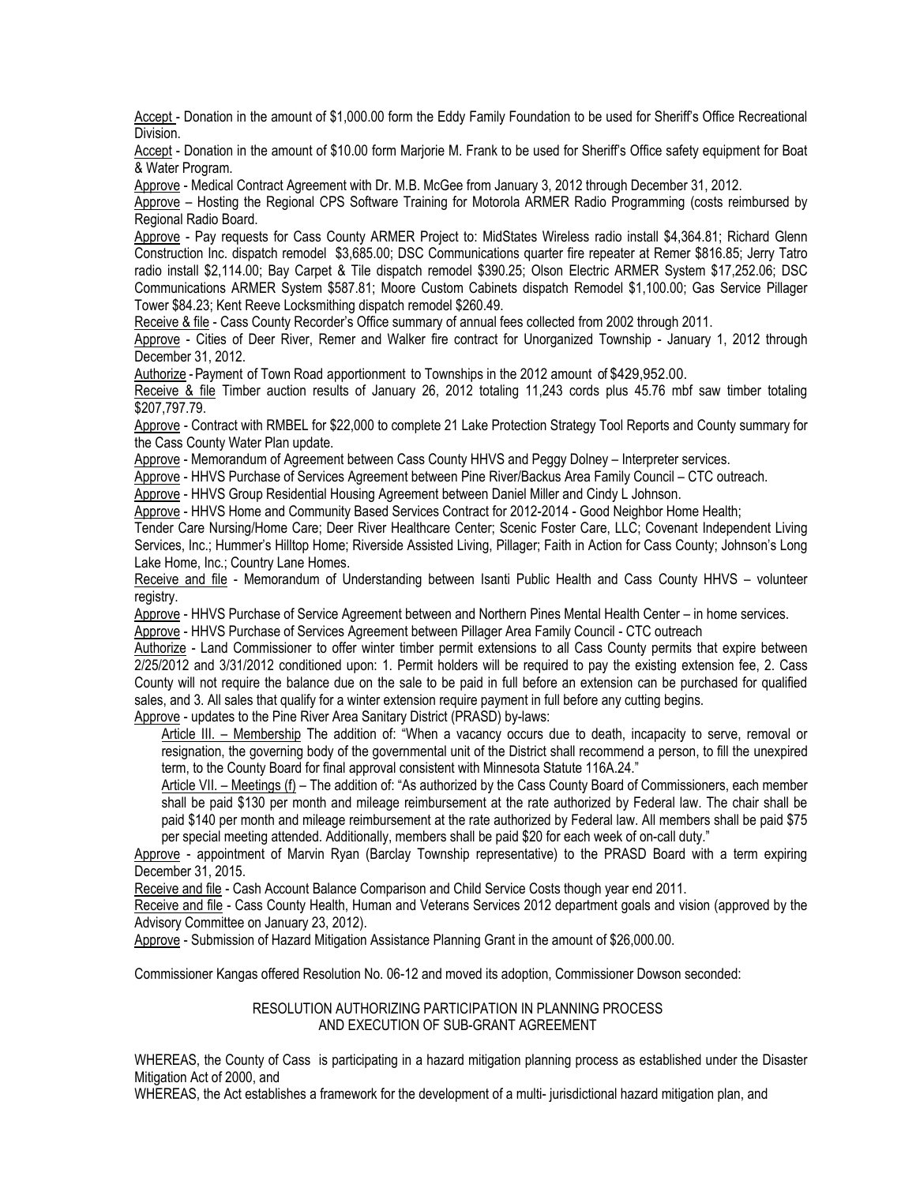Accept - Donation in the amount of $1,000.00 form the Eddy Family Foundation to be used for Sheriff's Office Recreational Division.

Accept - Donation in the amount of $10.00 form Marjorie M. Frank to be used for Sheriff's Office safety equipment for Boat & Water Program.

Approve - Medical Contract Agreement with Dr. M.B. McGee from January 3, 2012 through December 31, 2012.

Approve – Hosting the Regional CPS Software Training for Motorola ARMER Radio Programming (costs reimbursed by Regional Radio Board.

Approve - Pay requests for Cass County ARMER Project to: MidStates Wireless radio install $4,364.81; Richard Glenn Construction Inc. dispatch remodel $3,685.00; DSC Communications quarter fire repeater at Remer $816.85; Jerry Tatro radio install $2,114.00; Bay Carpet & Tile dispatch remodel $390.25; Olson Electric ARMER System $17,252.06; DSC Communications ARMER System $587.81; Moore Custom Cabinets dispatch Remodel $1,100.00; Gas Service Pillager Tower $84.23; Kent Reeve Locksmithing dispatch remodel $260.49.

Receive & file - Cass County Recorder's Office summary of annual fees collected from 2002 through 2011.

Approve - Cities of Deer River, Remer and Walker fire contract for Unorganized Township - January 1, 2012 through December 31, 2012.

Authorize - Payment of Town Road apportionment to Townships in the 2012 amount of $429,952.00.

Receive & file Timber auction results of January 26, 2012 totaling 11,243 cords plus 45.76 mbf saw timber totaling $207,797.79.

Approve - Contract with RMBEL for $22,000 to complete 21 Lake Protection Strategy Tool Reports and County summary for the Cass County Water Plan update.

Approve - Memorandum of Agreement between Cass County HHVS and Peggy Dolney – Interpreter services.

Approve - HHVS Purchase of Services Agreement between Pine River/Backus Area Family Council – CTC outreach.

Approve - HHVS Group Residential Housing Agreement between Daniel Miller and Cindy L Johnson.

Approve - HHVS Home and Community Based Services Contract for 2012-2014 - Good Neighbor Home Health; Tender Care Nursing/Home Care; Deer River Healthcare Center; Scenic Foster Care, LLC; Covenant Independent Living Services, Inc.; Hummer's Hilltop Home; Riverside Assisted Living, Pillager; Faith in Action for Cass County; Johnson's Long Lake Home, Inc.; Country Lane Homes.

Receive and file - Memorandum of Understanding between Isanti Public Health and Cass County HHVS – volunteer registry.

Approve - HHVS Purchase of Service Agreement between and Northern Pines Mental Health Center – in home services.

Approve - HHVS Purchase of Services Agreement between Pillager Area Family Council - CTC outreach

Authorize - Land Commissioner to offer winter timber permit extensions to all Cass County permits that expire between 2/25/2012 and 3/31/2012 conditioned upon: 1. Permit holders will be required to pay the existing extension fee, 2. Cass County will not require the balance due on the sale to be paid in full before an extension can be purchased for qualified sales, and 3. All sales that qualify for a winter extension require payment in full before any cutting begins.

Approve - updates to the Pine River Area Sanitary District (PRASD) by-laws:

Article III. – Membership The addition of: "When a vacancy occurs due to death, incapacity to serve, removal or resignation, the governing body of the governmental unit of the District shall recommend a person, to fill the unexpired term, to the County Board for final approval consistent with Minnesota Statute 116A.24."

Article VII. – Meetings (f) – The addition of: "As authorized by the Cass County Board of Commissioners, each member shall be paid $130 per month and mileage reimbursement at the rate authorized by Federal law. The chair shall be paid $140 per month and mileage reimbursement at the rate authorized by Federal law. All members shall be paid $75 per special meeting attended. Additionally, members shall be paid $20 for each week of on-call duty."

Approve - appointment of Marvin Ryan (Barclay Township representative) to the PRASD Board with a term expiring December 31, 2015.

Receive and file - Cash Account Balance Comparison and Child Service Costs though year end 2011.

Receive and file - Cass County Health, Human and Veterans Services 2012 department goals and vision (approved by the Advisory Committee on January 23, 2012).

Approve - Submission of Hazard Mitigation Assistance Planning Grant in the amount of $26,000.00.

Commissioner Kangas offered Resolution No. 06-12 and moved its adoption, Commissioner Dowson seconded:

RESOLUTION AUTHORIZING PARTICIPATION IN PLANNING PROCESS
AND EXECUTION OF SUB-GRANT AGREEMENT

WHEREAS, the County of Cass is participating in a hazard mitigation planning process as established under the Disaster Mitigation Act of 2000, and

WHEREAS, the Act establishes a framework for the development of a multi- jurisdictional hazard mitigation plan, and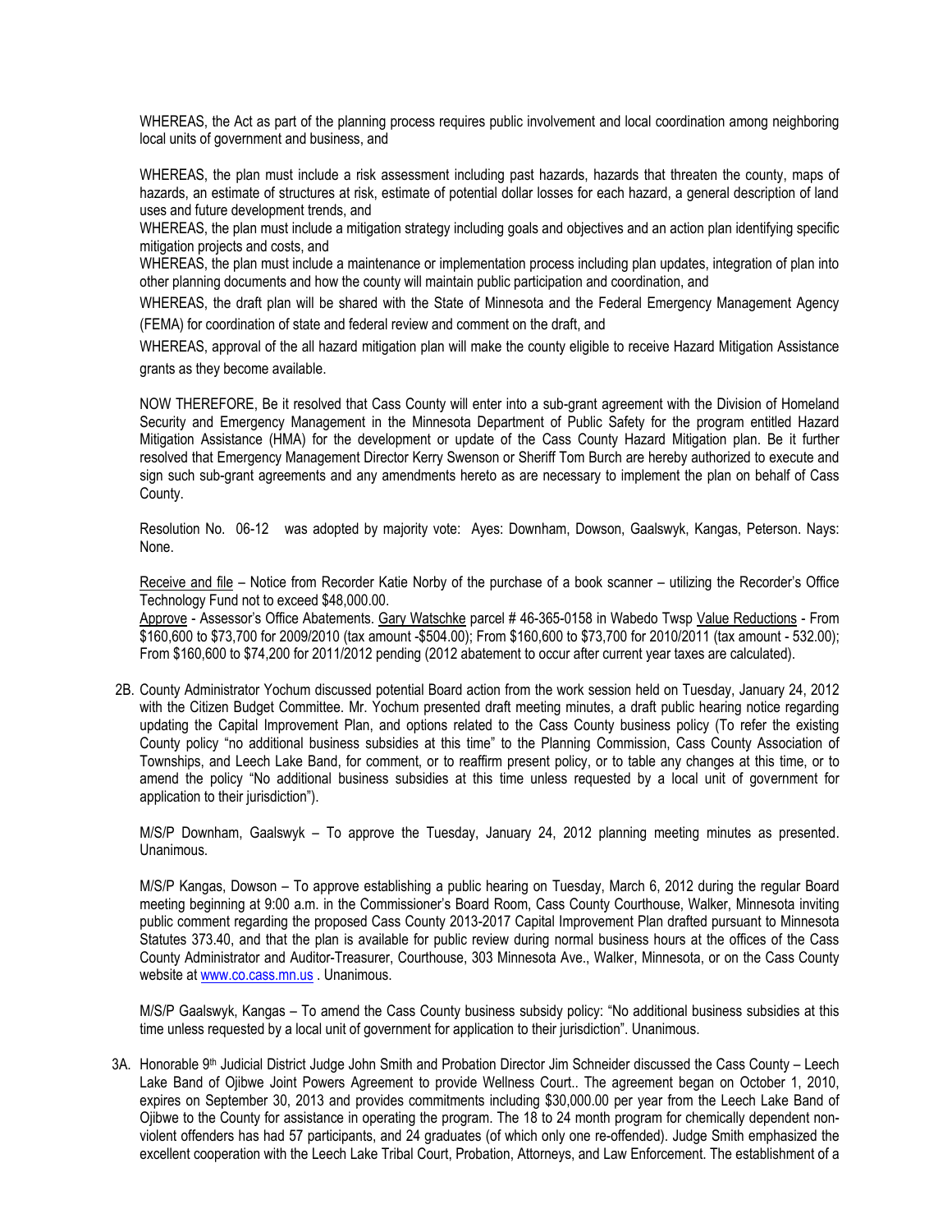WHEREAS, the Act as part of the planning process requires public involvement and local coordination among neighboring local units of government and business, and

WHEREAS, the plan must include a risk assessment including past hazards, hazards that threaten the county, maps of hazards, an estimate of structures at risk, estimate of potential dollar losses for each hazard, a general description of land uses and future development trends, and

WHEREAS, the plan must include a mitigation strategy including goals and objectives and an action plan identifying specific mitigation projects and costs, and

WHEREAS, the plan must include a maintenance or implementation process including plan updates, integration of plan into other planning documents and how the county will maintain public participation and coordination, and

WHEREAS, the draft plan will be shared with the State of Minnesota and the Federal Emergency Management Agency (FEMA) for coordination of state and federal review and comment on the draft, and

WHEREAS, approval of the all hazard mitigation plan will make the county eligible to receive Hazard Mitigation Assistance grants as they become available.

NOW THEREFORE, Be it resolved that Cass County will enter into a sub-grant agreement with the Division of Homeland Security and Emergency Management in the Minnesota Department of Public Safety for the program entitled Hazard Mitigation Assistance (HMA) for the development or update of the Cass County Hazard Mitigation plan. Be it further resolved that Emergency Management Director Kerry Swenson or Sheriff Tom Burch are hereby authorized to execute and sign such sub-grant agreements and any amendments hereto as are necessary to implement the plan on behalf of Cass County.

Resolution No. 06-12 was adopted by majority vote: Ayes: Downham, Dowson, Gaalswyk, Kangas, Peterson. Nays: None.

Receive and file – Notice from Recorder Katie Norby of the purchase of a book scanner – utilizing the Recorder's Office Technology Fund not to exceed $48,000.00.

Approve - Assessor's Office Abatements. Gary Watschke parcel # 46-365-0158 in Wabedo Twsp Value Reductions - From $160,600 to $73,700 for 2009/2010 (tax amount -$504.00); From $160,600 to $73,700 for 2010/2011 (tax amount - 532.00); From $160,600 to $74,200 for 2011/2012 pending (2012 abatement to occur after current year taxes are calculated).

2B. County Administrator Yochum discussed potential Board action from the work session held on Tuesday, January 24, 2012 with the Citizen Budget Committee. Mr. Yochum presented draft meeting minutes, a draft public hearing notice regarding updating the Capital Improvement Plan, and options related to the Cass County business policy (To refer the existing County policy "no additional business subsidies at this time" to the Planning Commission, Cass County Association of Townships, and Leech Lake Band, for comment, or to reaffirm present policy, or to table any changes at this time, or to amend the policy "No additional business subsidies at this time unless requested by a local unit of government for application to their jurisdiction").

M/S/P Downham, Gaalswyk – To approve the Tuesday, January 24, 2012 planning meeting minutes as presented. Unanimous.

M/S/P Kangas, Dowson – To approve establishing a public hearing on Tuesday, March 6, 2012 during the regular Board meeting beginning at 9:00 a.m. in the Commissioner's Board Room, Cass County Courthouse, Walker, Minnesota inviting public comment regarding the proposed Cass County 2013-2017 Capital Improvement Plan drafted pursuant to Minnesota Statutes 373.40, and that the plan is available for public review during normal business hours at the offices of the Cass County Administrator and Auditor-Treasurer, Courthouse, 303 Minnesota Ave., Walker, Minnesota, or on the Cass County website at www.co.cass.mn.us . Unanimous.

M/S/P Gaalswyk, Kangas – To amend the Cass County business subsidy policy: "No additional business subsidies at this time unless requested by a local unit of government for application to their jurisdiction". Unanimous.

3A. Honorable 9th Judicial District Judge John Smith and Probation Director Jim Schneider discussed the Cass County – Leech Lake Band of Ojibwe Joint Powers Agreement to provide Wellness Court.. The agreement began on October 1, 2010, expires on September 30, 2013 and provides commitments including $30,000.00 per year from the Leech Lake Band of Ojibwe to the County for assistance in operating the program. The 18 to 24 month program for chemically dependent non-violent offenders has had 57 participants, and 24 graduates (of which only one re-offended). Judge Smith emphasized the excellent cooperation with the Leech Lake Tribal Court, Probation, Attorneys, and Law Enforcement. The establishment of a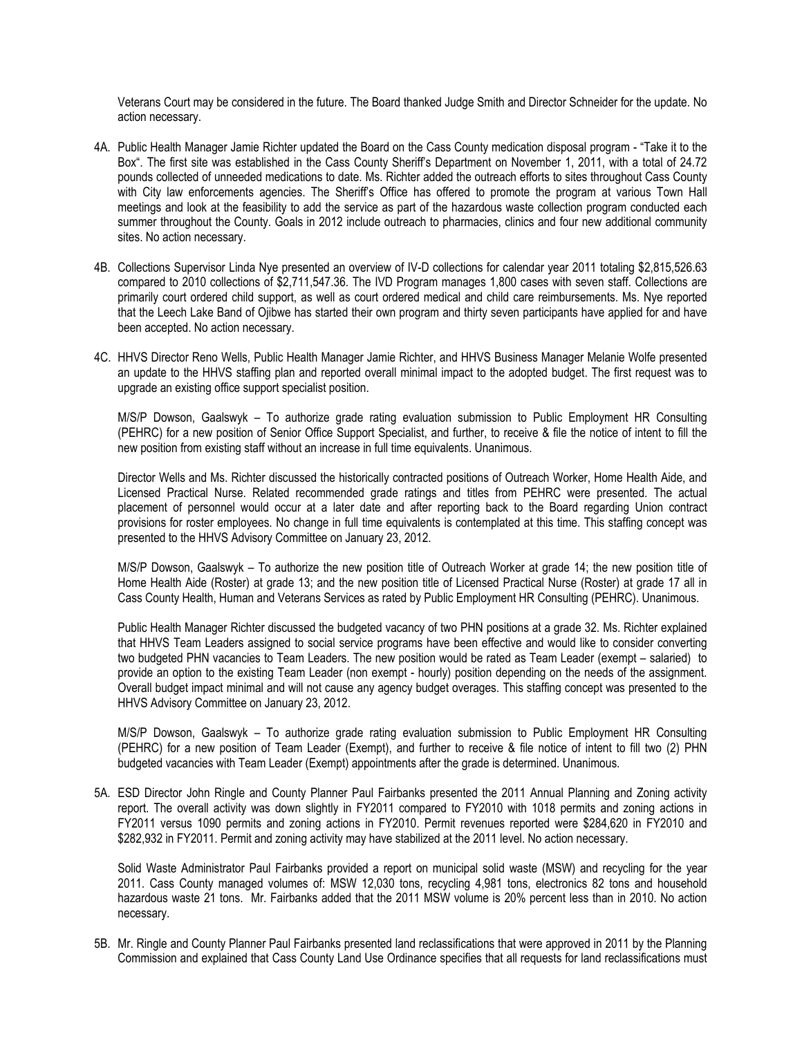Veterans Court may be considered in the future. The Board thanked Judge Smith and Director Schneider for the update. No action necessary.

4A. Public Health Manager Jamie Richter updated the Board on the Cass County medication disposal program - "Take it to the Box". The first site was established in the Cass County Sheriff's Department on November 1, 2011, with a total of 24.72 pounds collected of unneeded medications to date. Ms. Richter added the outreach efforts to sites throughout Cass County with City law enforcements agencies. The Sheriff's Office has offered to promote the program at various Town Hall meetings and look at the feasibility to add the service as part of the hazardous waste collection program conducted each summer throughout the County. Goals in 2012 include outreach to pharmacies, clinics and four new additional community sites. No action necessary.

4B. Collections Supervisor Linda Nye presented an overview of IV-D collections for calendar year 2011 totaling $2,815,526.63 compared to 2010 collections of $2,711,547.36. The IVD Program manages 1,800 cases with seven staff. Collections are primarily court ordered child support, as well as court ordered medical and child care reimbursements. Ms. Nye reported that the Leech Lake Band of Ojibwe has started their own program and thirty seven participants have applied for and have been accepted. No action necessary.

4C. HHVS Director Reno Wells, Public Health Manager Jamie Richter, and HHVS Business Manager Melanie Wolfe presented an update to the HHVS staffing plan and reported overall minimal impact to the adopted budget. The first request was to upgrade an existing office support specialist position.

M/S/P Dowson, Gaalswyk – To authorize grade rating evaluation submission to Public Employment HR Consulting (PEHRC) for a new position of Senior Office Support Specialist, and further, to receive & file the notice of intent to fill the new position from existing staff without an increase in full time equivalents. Unanimous.

Director Wells and Ms. Richter discussed the historically contracted positions of Outreach Worker, Home Health Aide, and Licensed Practical Nurse. Related recommended grade ratings and titles from PEHRC were presented. The actual placement of personnel would occur at a later date and after reporting back to the Board regarding Union contract provisions for roster employees. No change in full time equivalents is contemplated at this time. This staffing concept was presented to the HHVS Advisory Committee on January 23, 2012.

M/S/P Dowson, Gaalswyk – To authorize the new position title of Outreach Worker at grade 14; the new position title of Home Health Aide (Roster) at grade 13; and the new position title of Licensed Practical Nurse (Roster) at grade 17 all in Cass County Health, Human and Veterans Services as rated by Public Employment HR Consulting (PEHRC). Unanimous.

Public Health Manager Richter discussed the budgeted vacancy of two PHN positions at a grade 32. Ms. Richter explained that HHVS Team Leaders assigned to social service programs have been effective and would like to consider converting two budgeted PHN vacancies to Team Leaders. The new position would be rated as Team Leader (exempt – salaried) to provide an option to the existing Team Leader (non exempt - hourly) position depending on the needs of the assignment. Overall budget impact minimal and will not cause any agency budget overages. This staffing concept was presented to the HHVS Advisory Committee on January 23, 2012.

M/S/P Dowson, Gaalswyk – To authorize grade rating evaluation submission to Public Employment HR Consulting (PEHRC) for a new position of Team Leader (Exempt), and further to receive & file notice of intent to fill two (2) PHN budgeted vacancies with Team Leader (Exempt) appointments after the grade is determined. Unanimous.

5A. ESD Director John Ringle and County Planner Paul Fairbanks presented the 2011 Annual Planning and Zoning activity report. The overall activity was down slightly in FY2011 compared to FY2010 with 1018 permits and zoning actions in FY2011 versus 1090 permits and zoning actions in FY2010. Permit revenues reported were $284,620 in FY2010 and $282,932 in FY2011. Permit and zoning activity may have stabilized at the 2011 level. No action necessary.

Solid Waste Administrator Paul Fairbanks provided a report on municipal solid waste (MSW) and recycling for the year 2011. Cass County managed volumes of: MSW 12,030 tons, recycling 4,981 tons, electronics 82 tons and household hazardous waste 21 tons. Mr. Fairbanks added that the 2011 MSW volume is 20% percent less than in 2010. No action necessary.

5B. Mr. Ringle and County Planner Paul Fairbanks presented land reclassifications that were approved in 2011 by the Planning Commission and explained that Cass County Land Use Ordinance specifies that all requests for land reclassifications must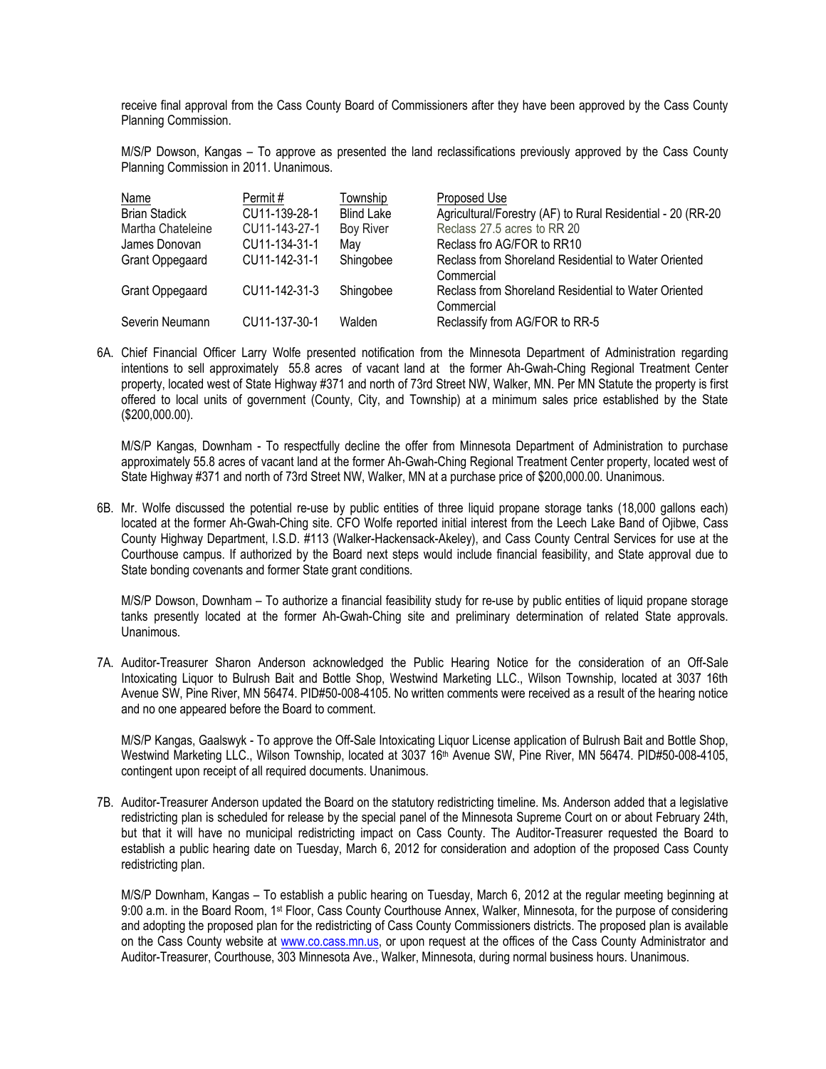receive final approval from the Cass County Board of Commissioners after they have been approved by the Cass County Planning Commission.

M/S/P Dowson, Kangas – To approve as presented the land reclassifications previously approved by the Cass County Planning Commission in 2011. Unanimous.

| Name | Permit # | Township | Proposed Use |
|---|---|---|---|
| Brian Stadick | CU11-139-28-1 | Blind Lake | Agricultural/Forestry (AF) to Rural Residential - 20 (RR-20 |
| Martha Chateleine | CU11-143-27-1 | Boy River | Reclass 27.5 acres to RR 20 |
| James Donovan | CU11-134-31-1 | May | Reclass fro AG/FOR to RR10 |
| Grant Oppegaard | CU11-142-31-1 | Shingobee | Reclass from Shoreland Residential to Water Oriented Commercial |
| Grant Oppegaard | CU11-142-31-3 | Shingobee | Reclass from Shoreland Residential to Water Oriented Commercial |
| Severin Neumann | CU11-137-30-1 | Walden | Reclassify from AG/FOR to RR-5 |

6A. Chief Financial Officer Larry Wolfe presented notification from the Minnesota Department of Administration regarding intentions to sell approximately 55.8 acres of vacant land at the former Ah-Gwah-Ching Regional Treatment Center property, located west of State Highway #371 and north of 73rd Street NW, Walker, MN. Per MN Statute the property is first offered to local units of government (County, City, and Township) at a minimum sales price established by the State ($200,000.00).

M/S/P Kangas, Downham - To respectfully decline the offer from Minnesota Department of Administration to purchase approximately 55.8 acres of vacant land at the former Ah-Gwah-Ching Regional Treatment Center property, located west of State Highway #371 and north of 73rd Street NW, Walker, MN at a purchase price of $200,000.00. Unanimous.

6B. Mr. Wolfe discussed the potential re-use by public entities of three liquid propane storage tanks (18,000 gallons each) located at the former Ah-Gwah-Ching site. CFO Wolfe reported initial interest from the Leech Lake Band of Ojibwe, Cass County Highway Department, I.S.D. #113 (Walker-Hackensack-Akeley), and Cass County Central Services for use at the Courthouse campus. If authorized by the Board next steps would include financial feasibility, and State approval due to State bonding covenants and former State grant conditions.

M/S/P Dowson, Downham – To authorize a financial feasibility study for re-use by public entities of liquid propane storage tanks presently located at the former Ah-Gwah-Ching site and preliminary determination of related State approvals. Unanimous.

7A. Auditor-Treasurer Sharon Anderson acknowledged the Public Hearing Notice for the consideration of an Off-Sale Intoxicating Liquor to Bulrush Bait and Bottle Shop, Westwind Marketing LLC., Wilson Township, located at 3037 16th Avenue SW, Pine River, MN 56474. PID#50-008-4105. No written comments were received as a result of the hearing notice and no one appeared before the Board to comment.

M/S/P Kangas, Gaalswyk - To approve the Off-Sale Intoxicating Liquor License application of Bulrush Bait and Bottle Shop, Westwind Marketing LLC., Wilson Township, located at 3037 16th Avenue SW, Pine River, MN 56474. PID#50-008-4105, contingent upon receipt of all required documents. Unanimous.

7B. Auditor-Treasurer Anderson updated the Board on the statutory redistricting timeline. Ms. Anderson added that a legislative redistricting plan is scheduled for release by the special panel of the Minnesota Supreme Court on or about February 24th, but that it will have no municipal redistricting impact on Cass County. The Auditor-Treasurer requested the Board to establish a public hearing date on Tuesday, March 6, 2012 for consideration and adoption of the proposed Cass County redistricting plan.

M/S/P Downham, Kangas – To establish a public hearing on Tuesday, March 6, 2012 at the regular meeting beginning at 9:00 a.m. in the Board Room, 1st Floor, Cass County Courthouse Annex, Walker, Minnesota, for the purpose of considering and adopting the proposed plan for the redistricting of Cass County Commissioners districts. The proposed plan is available on the Cass County website at www.co.cass.mn.us, or upon request at the offices of the Cass County Administrator and Auditor-Treasurer, Courthouse, 303 Minnesota Ave., Walker, Minnesota, during normal business hours. Unanimous.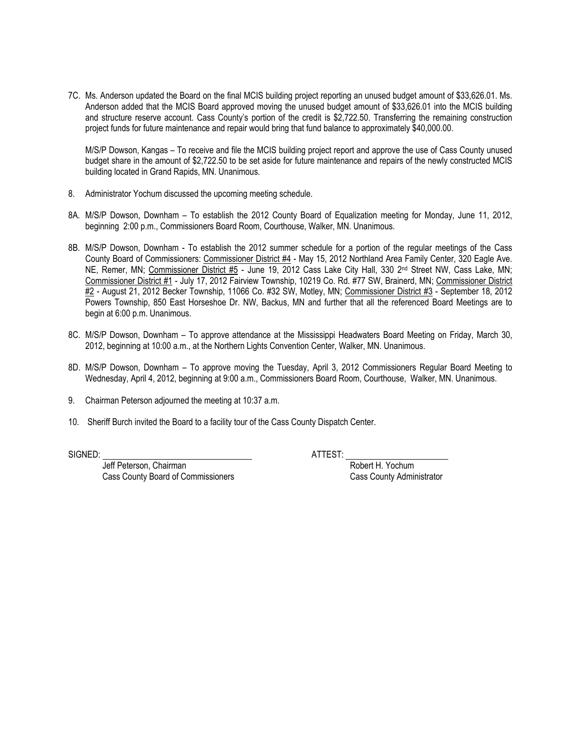7C. Ms. Anderson updated the Board on the final MCIS building project reporting an unused budget amount of $33,626.01. Ms. Anderson added that the MCIS Board approved moving the unused budget amount of $33,626.01 into the MCIS building and structure reserve account. Cass County's portion of the credit is $2,722.50. Transferring the remaining construction project funds for future maintenance and repair would bring that fund balance to approximately $40,000.00.

M/S/P Dowson, Kangas – To receive and file the MCIS building project report and approve the use of Cass County unused budget share in the amount of $2,722.50 to be set aside for future maintenance and repairs of the newly constructed MCIS building located in Grand Rapids, MN. Unanimous.

8. Administrator Yochum discussed the upcoming meeting schedule.

8A. M/S/P Dowson, Downham – To establish the 2012 County Board of Equalization meeting for Monday, June 11, 2012, beginning 2:00 p.m., Commissioners Board Room, Courthouse, Walker, MN. Unanimous.

8B. M/S/P Dowson, Downham - To establish the 2012 summer schedule for a portion of the regular meetings of the Cass County Board of Commissioners: Commissioner District #4 - May 15, 2012 Northland Area Family Center, 320 Eagle Ave. NE, Remer, MN; Commissioner District #5 - June 19, 2012 Cass Lake City Hall, 330 2nd Street NW, Cass Lake, MN; Commissioner District #1 - July 17, 2012 Fairview Township, 10219 Co. Rd. #77 SW, Brainerd, MN; Commissioner District #2 - August 21, 2012 Becker Township, 11066 Co. #32 SW, Motley, MN; Commissioner District #3 - September 18, 2012 Powers Township, 850 East Horseshoe Dr. NW, Backus, MN and further that all the referenced Board Meetings are to begin at 6:00 p.m. Unanimous.

8C. M/S/P Dowson, Downham – To approve attendance at the Mississippi Headwaters Board Meeting on Friday, March 30, 2012, beginning at 10:00 a.m., at the Northern Lights Convention Center, Walker, MN. Unanimous.

8D. M/S/P Dowson, Downham – To approve moving the Tuesday, April 3, 2012 Commissioners Regular Board Meeting to Wednesday, April 4, 2012, beginning at 9:00 a.m., Commissioners Board Room, Courthouse, Walker, MN. Unanimous.

9. Chairman Peterson adjourned the meeting at 10:37 a.m.

10. Sheriff Burch invited the Board to a facility tour of the Cass County Dispatch Center.

SIGNED: ______________________________

Jeff Peterson, Chairman
Cass County Board of Commissioners

ATTEST: ______________________

Robert H. Yochum
Cass County Administrator